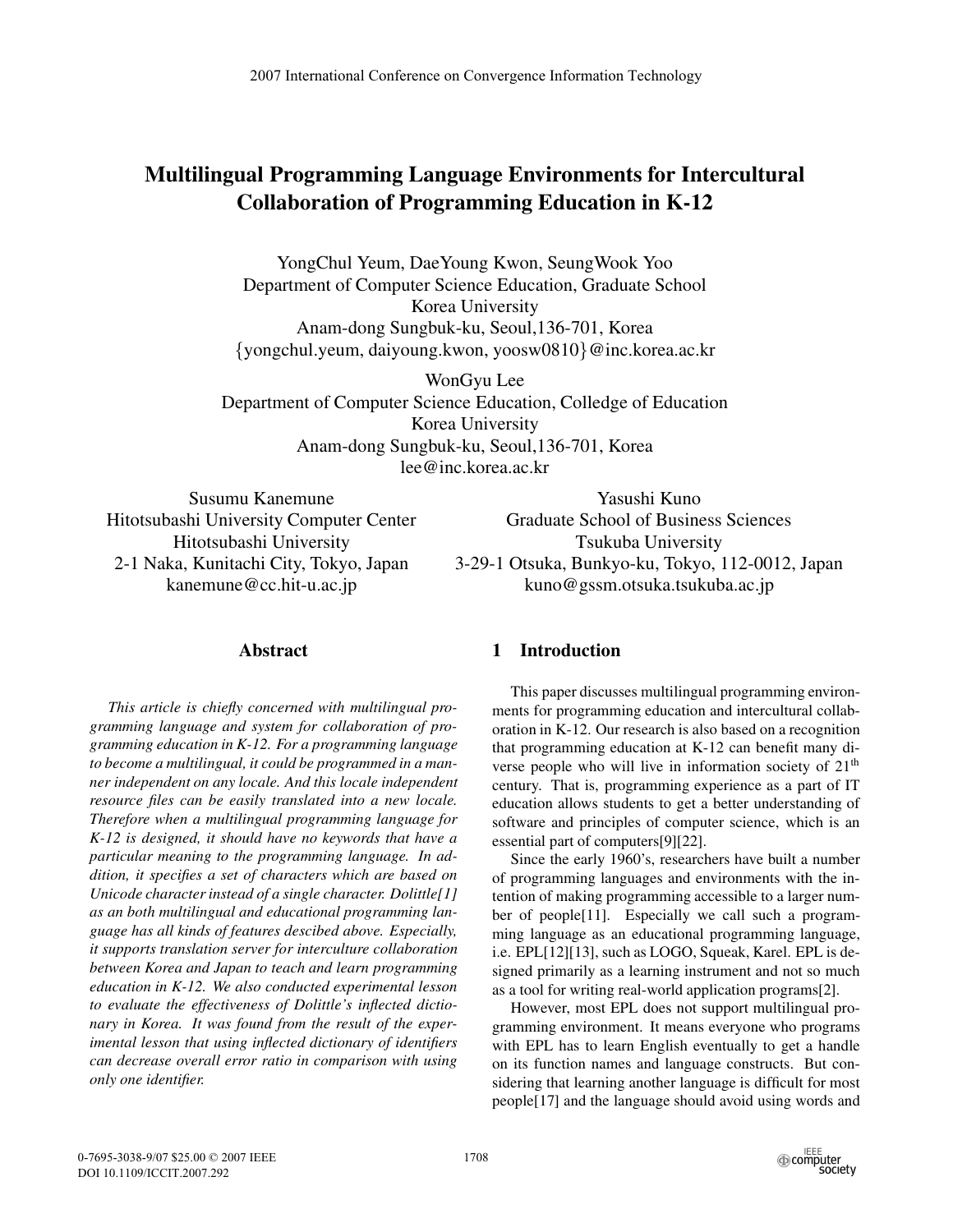# Multilingual Programming Language Environments for Intercultural Collaboration of Programming Education in K-12

YongChul Yeum, DaeYoung Kwon, SeungWook Yoo
Department of Computer Science Education, Graduate School
Korea University
Anam-dong Sungbuk-ku, Seoul,136-701, Korea
{yongchul.yeum, daiyoung.kwon, yoosw0810}@inc.korea.ac.kr

WonGyu Lee
Department of Computer Science Education, Colledge of Education
Korea University
Anam-dong Sungbuk-ku, Seoul,136-701, Korea
lee@inc.korea.ac.kr

Susumu Kanemune
Hitotsubashi University Computer Center
Hitotsubashi University
2-1 Naka, Kunitachi City, Tokyo, Japan
kanemune@cc.hit-u.ac.jp

Yasushi Kuno
Graduate School of Business Sciences
Tsukuba University
3-29-1 Otsuka, Bunkyo-ku, Tokyo, 112-0012, Japan
kuno@gssm.otsuka.tsukuba.ac.jp

## Abstract

*This article is chiefly concerned with multilingual programming language and system for collaboration of programming education in K-12. For a programming language to become a multilingual, it could be programmed in a manner independent on any locale. And this locale independent resource files can be easily translated into a new locale. Therefore when a multilingual programming language for K-12 is designed, it should have no keywords that have a particular meaning to the programming language. In addition, it specifies a set of characters which are based on Unicode character instead of a single character. Dolittle[1] as an both multilingual and educational programming language has all kinds of features descibed above. Especially, it supports translation server for interculture collaboration between Korea and Japan to teach and learn programming education in K-12. We also conducted experimental lesson to evaluate the effectiveness of Dolittle's inflected dictionary in Korea. It was found from the result of the experimental lesson that using inflected dictionary of identifiers can decrease overall error ratio in comparison with using only one identifier.*

## 1 Introduction

This paper discusses multilingual programming environments for programming education and intercultural collaboration in K-12. Our research is also based on a recognition that programming education at K-12 can benefit many diverse people who will live in information society of 21$^{th}$ century. That is, programming experience as a part of IT education allows students to get a better understanding of software and principles of computer science, which is an essential part of computers[9][22].

Since the early 1960's, researchers have built a number of programming languages and environments with the intention of making programming accessible to a larger number of people[11]. Especially we call such a programming language as an educational programming language, i.e. EPL[12][13], such as LOGO, Squeak, Karel. EPL is designed primarily as a learning instrument and not so much as a tool for writing real-world application programs[2].

However, most EPL does not support multilingual programming environment. It means everyone who programs with EPL has to learn English eventually to get a handle on its function names and language constructs. But considering that learning another language is difficult for most people[17] and the language should avoid using words and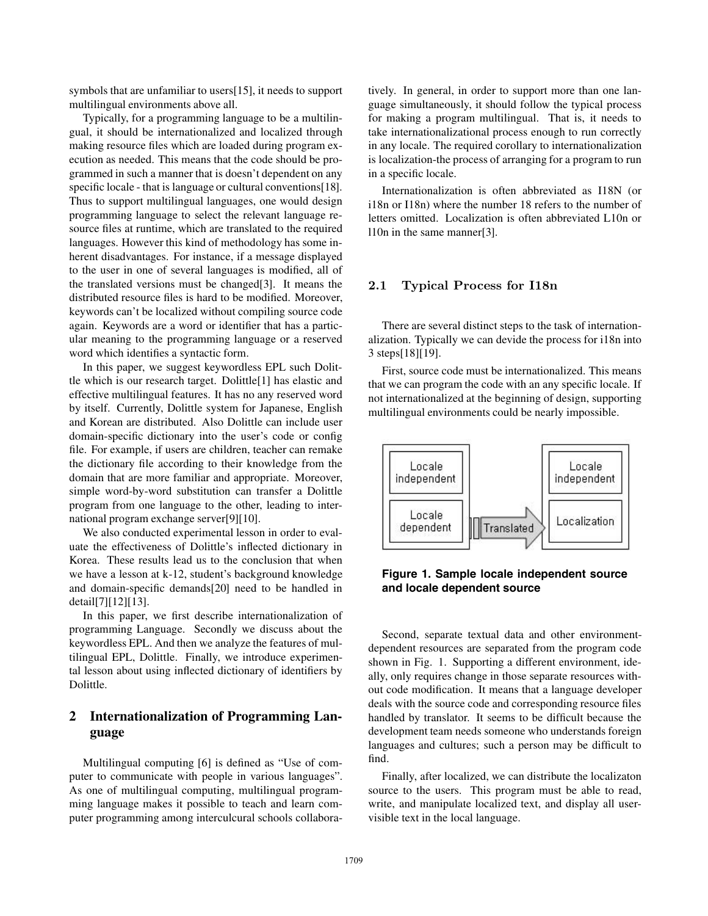symbols that are unfamiliar to users[15], it needs to support multilingual environments above all.

Typically, for a programming language to be a multilingual, it should be internationalized and localized through making resource files which are loaded during program execution as needed. This means that the code should be programmed in such a manner that is doesn't dependent on any specific locale - that is language or cultural conventions[18]. Thus to support multilingual languages, one would design programming language to select the relevant language resource files at runtime, which are translated to the required languages. However this kind of methodology has some inherent disadvantages. For instance, if a message displayed to the user in one of several languages is modified, all of the translated versions must be changed[3]. It means the distributed resource files is hard to be modified. Moreover, keywords can't be localized without compiling source code again. Keywords are a word or identifier that has a particular meaning to the programming language or a reserved word which identifies a syntactic form.

In this paper, we suggest keywordless EPL such Dolittle which is our research target. Dolittle[1] has elastic and effective multilingual features. It has no any reserved word by itself. Currently, Dolittle system for Japanese, English and Korean are distributed. Also Dolittle can include user domain-specific dictionary into the user's code or config file. For example, if users are children, teacher can remake the dictionary file according to their knowledge from the domain that are more familiar and appropriate. Moreover, simple word-by-word substitution can transfer a Dolittle program from one language to the other, leading to international program exchange server[9][10].

We also conducted experimental lesson in order to evaluate the effectiveness of Dolittle's inflected dictionary in Korea. These results lead us to the conclusion that when we have a lesson at k-12, student's background knowledge and domain-specific demands[20] need to be handled in detail[7][12][13].

In this paper, we first describe internationalization of programming Language. Secondly we discuss about the keywordless EPL. And then we analyze the features of multilingual EPL, Dolittle. Finally, we introduce experimental lesson about using inflected dictionary of identifiers by Dolittle.

## 2 Internationalization of Programming Language

Multilingual computing [6] is defined as "Use of computer to communicate with people in various languages". As one of multilingual computing, multilingual programming language makes it possible to teach and learn computer programming among interculcural schools collaboratively. In general, in order to support more than one language simultaneously, it should follow the typical process for making a program multilingual. That is, it needs to take internationalizational process enough to run correctly in any locale. The required corollary to internationalization is localization-the process of arranging for a program to run in a specific locale.

Internationalization is often abbreviated as I18N (or i18n or I18n) where the number 18 refers to the number of letters omitted. Localization is often abbreviated L10n or l10n in the same manner[3].

### 2.1 Typical Process for I18n

There are several distinct steps to the task of internationalization. Typically we can devide the process for i18n into 3 steps[18][19].

First, source code must be internationalized. This means that we can program the code with an any specific locale. If not internationalized at the beginning of design, supporting multilingual environments could be nearly impossible.

**Figure 1. Sample locale independent source and locale dependent source**

Second, separate textual data and other environment-dependent resources are separated from the program code shown in Fig. 1. Supporting a different environment, ideally, only requires change in those separate resources without code modification. It means that a language developer deals with the source code and corresponding resource files handled by translator. It seems to be difficult because the development team needs someone who understands foreign languages and cultures; such a person may be difficult to find.

Finally, after localized, we can distribute the localizaton source to the users. This program must be able to read, write, and manipulate localized text, and display all user-visible text in the local language.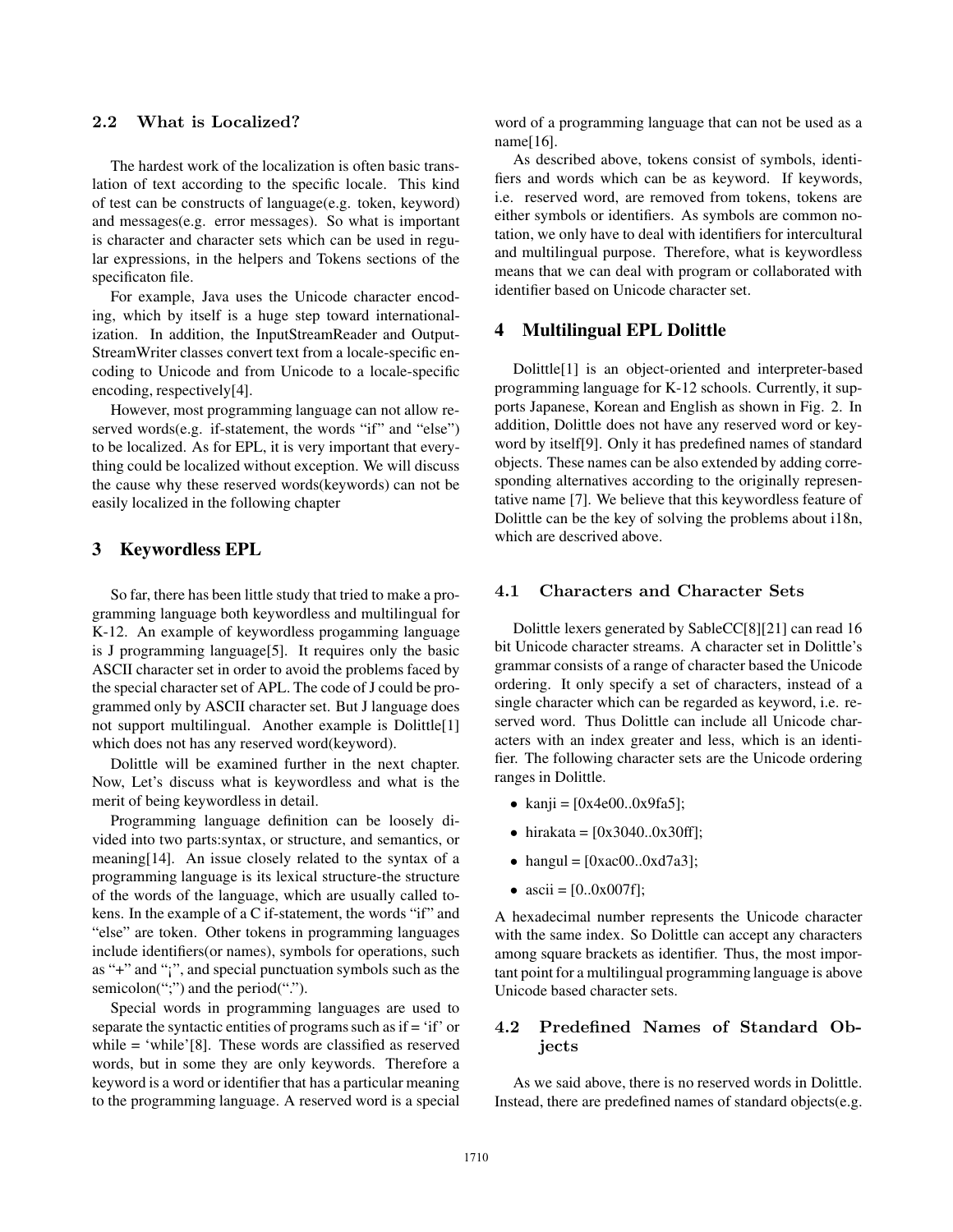### 2.2 What is Localized?

The hardest work of the localization is often basic translation of text according to the specific locale. This kind of test can be constructs of language(e.g. token, keyword) and messages(e.g. error messages). So what is important is character and character sets which can be used in regular expressions, in the helpers and Tokens sections of the specificaton file.

For example, Java uses the Unicode character encoding, which by itself is a huge step toward internationalization. In addition, the InputStreamReader and OutputStreamWriter classes convert text from a locale-specific encoding to Unicode and from Unicode to a locale-specific encoding, respectively[4].

However, most programming language can not allow reserved words(e.g. if-statement, the words "if" and "else") to be localized. As for EPL, it is very important that everything could be localized without exception. We will discuss the cause why these reserved words(keywords) can not be easily localized in the following chapter

## 3 Keywordless EPL

So far, there has been little study that tried to make a programming language both keywordless and multilingual for K-12. An example of keywordless progamming language is J programming language[5]. It requires only the basic ASCII character set in order to avoid the problems faced by the special character set of APL. The code of J could be programmed only by ASCII character set. But J language does not support multilingual. Another example is Dolittle[1] which does not has any reserved word(keyword).

Dolittle will be examined further in the next chapter. Now, Let's discuss what is keywordless and what is the merit of being keywordless in detail.

Programming language definition can be loosely divided into two parts:syntax, or structure, and semantics, or meaning[14]. An issue closely related to the syntax of a programming language is its lexical structure-the structure of the words of the language, which are usually called tokens. In the example of a C if-statement, the words "if" and "else" are token. Other tokens in programming languages include identifiers(or names), symbols for operations, such as "+" and "¡", and special punctuation symbols such as the semicolon(";") and the period(".").

Special words in programming languages are used to separate the syntactic entities of programs such as if = 'if' or while = 'while'[8]. These words are classified as reserved words, but in some they are only keywords. Therefore a keyword is a word or identifier that has a particular meaning to the programming language. A reserved word is a special word of a programming language that can not be used as a name[16].

As described above, tokens consist of symbols, identifiers and words which can be as keyword. If keywords, i.e. reserved word, are removed from tokens, tokens are either symbols or identifiers. As symbols are common notation, we only have to deal with identifiers for intercultural and multilingual purpose. Therefore, what is keywordless means that we can deal with program or collaborated with identifier based on Unicode character set.

## 4 Multilingual EPL Dolittle

Dolittle[1] is an object-oriented and interpreter-based programming language for K-12 schools. Currently, it supports Japanese, Korean and English as shown in Fig. 2. In addition, Dolittle does not have any reserved word or keyword by itself[9]. Only it has predefined names of standard objects. These names can be also extended by adding corresponding alternatives according to the originally representative name [7]. We believe that this keywordless feature of Dolittle can be the key of solving the problems about i18n, which are descrived above.

### 4.1 Characters and Character Sets

Dolittle lexers generated by SableCC[8][21] can read 16 bit Unicode character streams. A character set in Dolittle's grammar consists of a range of character based the Unicode ordering. It only specify a set of characters, instead of a single character which can be regarded as keyword, i.e. reserved word. Thus Dolittle can include all Unicode characters with an index greater and less, which is an identifier. The following character sets are the Unicode ordering ranges in Dolittle.

- kanji = [0x4e00..0x9fa5];
- hirakata = [0x3040..0x30ff];
- hangul = [0xac00..0xd7a3];
- ascii = [0..0x007f];

A hexadecimal number represents the Unicode character with the same index. So Dolittle can accept any characters among square brackets as identifier. Thus, the most important point for a multilingual programming language is above Unicode based character sets.

### 4.2 Predefined Names of Standard Objects

As we said above, there is no reserved words in Dolittle. Instead, there are predefined names of standard objects(e.g.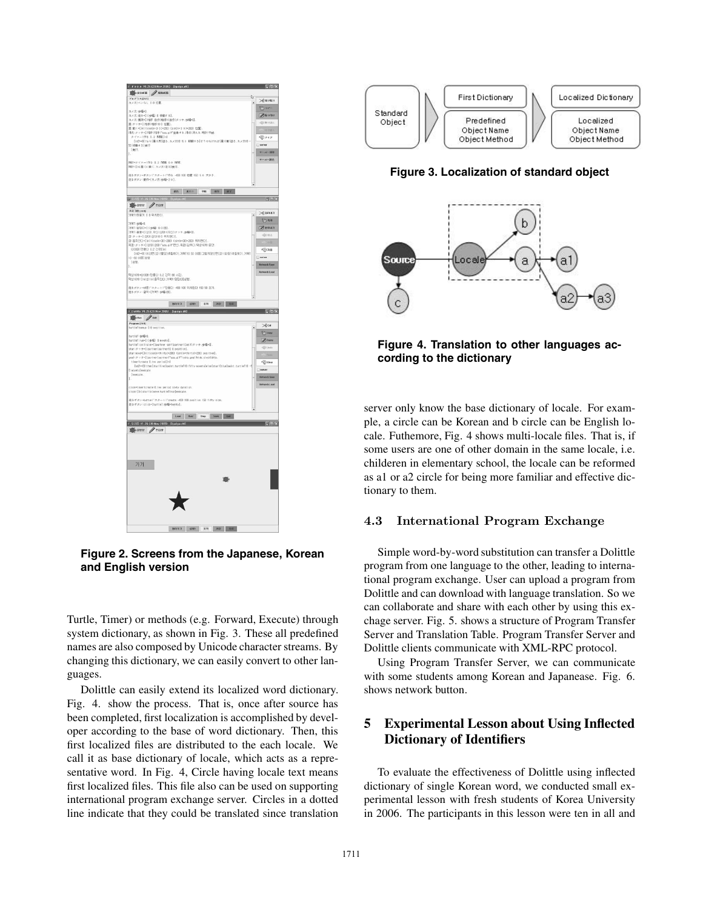Figure 2. Screens from the Japanese, Korean and English version

Turtle, Timer) or methods (e.g. Forward, Execute) through system dictionary, as shown in Fig. 3. These all predefined names are also composed by Unicode character streams. By changing this dictionary, we can easily convert to other languages.

Dolittle can easily extend its localized word dictionary. Fig. 4. show the process. That is, once after source has been completed, first localization is accomplished by developer according to the base of word dictionary. Then, this first localized files are distributed to the each locale. We call it as base dictionary of locale, which acts as a representative word. In Fig. 4, Circle having locale text means first localized files. This file also can be used on supporting international program exchange server. Circles in a dotted line indicate that they could be translated since translation server only know the base dictionary of locale. For example, a circle can be Korean and b circle can be English locale. Futhemore, Fig. 4 shows multi-locale files. That is, if some users are one of other domain in the same locale, i.e. childeren in elementary school, the locale can be reformed as a1 or a2 circle for being more familiar and effective dictionary to them.

Figure 3. Localization of standard object

Figure 4. Translation to other languages according to the dictionary

### 4.3 International Program Exchange

Simple word-by-word substitution can transfer a Dolittle program from one language to the other, leading to international program exchange. User can upload a program from Dolittle and can download with language translation. So we can collaborate and share with each other by using this exchage server. Fig. 5. shows a structure of Program Transfer Server and Translation Table. Program Transfer Server and Dolittle clients communicate with XML-RPC protocol.

Using Program Transfer Server, we can communicate with some students among Korean and Japanease. Fig. 6. shows network button.

## 5 Experimental Lesson about Using Inflected Dictionary of Identifiers

To evaluate the effectiveness of Dolittle using inflected dictionary of single Korean word, we conducted small experimental lesson with fresh students of Korea University in 2006. The participants in this lesson were ten in all and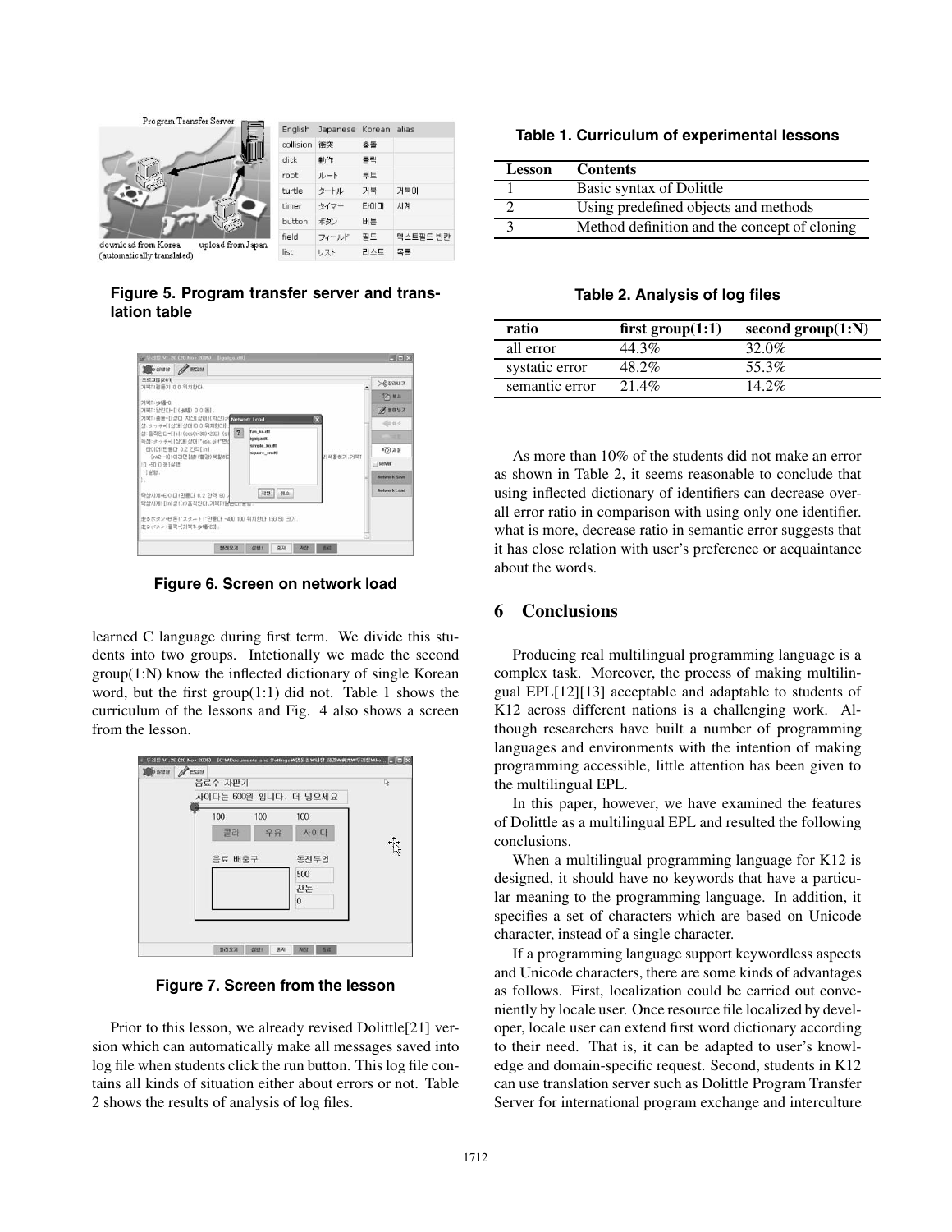Figure 5. Program transfer server and translation table

Figure 6. Screen on network load

learned C language during first term. We divide this students into two groups. Intetionally we made the second group(1:N) know the inflected dictionary of single Korean word, but the first group(1:1) did not. Table 1 shows the curriculum of the lessons and Fig. 4 also shows a screen from the lesson.

Figure 7. Screen from the lesson

Prior to this lesson, we already revised Dolittle[21] version which can automatically make all messages saved into log file when students click the run button. This log file contains all kinds of situation either about errors or not. Table 2 shows the results of analysis of log files.

**Table 1. Curriculum of experimental lessons**

| Lesson | Contents |
|---|---|
| 1 | Basic syntax of Dolittle |
| 2 | Using predefined objects and methods |
| 3 | Method definition and the concept of cloning |

**Table 2. Analysis of log files**

| ratio | first group(1:1) | second group(1:N) |
|---|---|---|
| all error | 44.3% | 32.0% |
| systatic error | 48.2% | 55.3% |
| semantic error | 21.4% | 14.2% |

As more than 10% of the students did not make an error as shown in Table 2, it seems reasonable to conclude that using inflected dictionary of identifiers can decrease overall error ratio in comparison with using only one identifier. what is more, decrease ratio in semantic error suggests that it has close relation with user's preference or acquaintance about the words.

## 6 Conclusions

Producing real multilingual programming language is a complex task. Moreover, the process of making multilingual EPL[12][13] acceptable and adaptable to students of K12 across different nations is a challenging work. Although researchers have built a number of programming languages and environments with the intention of making programming accessible, little attention has been given to the multilingual EPL.

In this paper, however, we have examined the features of Dolittle as a multilingual EPL and resulted the following conclusions.

When a multilingual programming language for K12 is designed, it should have no keywords that have a particular meaning to the programming language. In addition, it specifies a set of characters which are based on Unicode character, instead of a single character.

If a programming language support keywordless aspects and Unicode characters, there are some kinds of advantages as follows. First, localization could be carried out conveniently by locale user. Once resource file localized by developer, locale user can extend first word dictionary according to their need. That is, it can be adapted to user's knowledge and domain-specific request. Second, students in K12 can use translation server such as Dolittle Program Transfer Server for international program exchange and interculture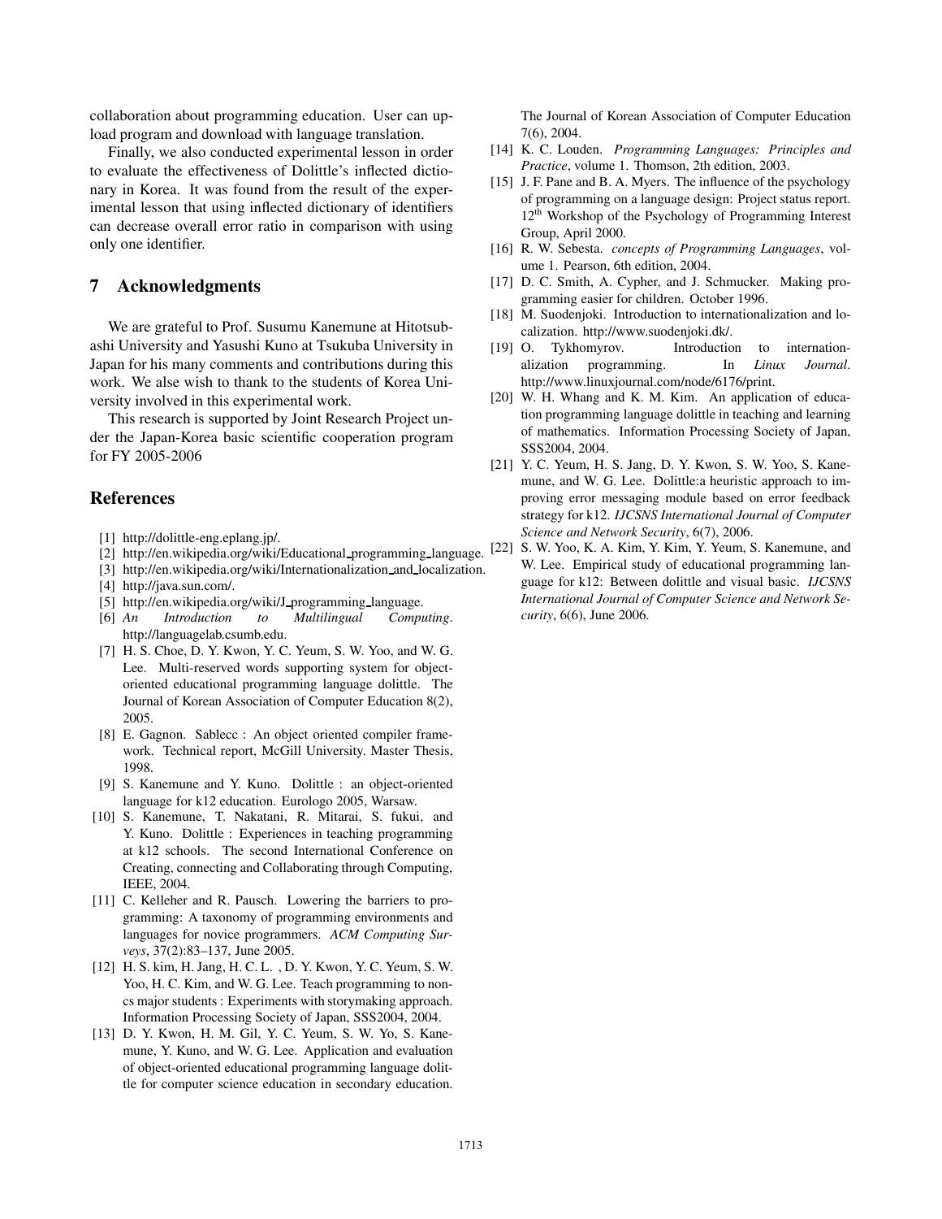collaboration about programming education. User can upload program and download with language translation.

Finally, we also conducted experimental lesson in order to evaluate the effectiveness of Dolittle's inflected dictionary in Korea. It was found from the result of the experimental lesson that using inflected dictionary of identifiers can decrease overall error ratio in comparison with using only one identifier.

## 7 Acknowledgments

We are grateful to Prof. Susumu Kanemune at Hitotsubashi University and Yasushi Kuno at Tsukuba University in Japan for his many comments and contributions during this work. We alse wish to thank to the students of Korea University involved in this experimental work.

This research is supported by Joint Research Project under the Japan-Korea basic scientific cooperation program for FY 2005-2006

## References

[1] http://dolittle-eng.eplang.jp/.

[2] http://en.wikipedia.org/wiki/Educational_programming_language.

[3] http://en.wikipedia.org/wiki/Internationalization_and_localization.

[4] http://java.sun.com/.

[5] http://en.wikipedia.org/wiki/J_programming_language.

[6] *An Introduction to Multilingual Computing*. http://languagelab.csumb.edu.

[7] H. S. Choe, D. Y. Kwon, Y. C. Yeum, S. W. Yoo, and W. G. Lee. Multi-reserved words supporting system for object-oriented educational programming language dolittle. The Journal of Korean Association of Computer Education 8(2), 2005.

[8] E. Gagnon. Sablecc : An object oriented compiler framework. Technical report, McGill University. Master Thesis, 1998.

[9] S. Kanemune and Y. Kuno. Dolittle : an object-oriented language for k12 education. Eurologo 2005, Warsaw.

[10] S. Kanemune, T. Nakatani, R. Mitarai, S. fukui, and Y. Kuno. Dolittle : Experiences in teaching programming at k12 schools. The second International Conference on Creating, connecting and Collaborating through Computing, IEEE, 2004.

[11] C. Kelleher and R. Pausch. Lowering the barriers to programming: A taxonomy of programming environments and languages for novice programmers. *ACM Computing Surveys*, 37(2):83–137, June 2005.

[12] H. S. kim, H. Jang, H. C. L. , D. Y. Kwon, Y. C. Yeum, S. W. Yoo, H. C. Kim, and W. G. Lee. Teach programming to non-cs major students : Experiments with storymaking approach. Information Processing Society of Japan, SSS2004, 2004.

[13] D. Y. Kwon, H. M. Gil, Y. C. Yeum, S. W. Yo, S. Kanemune, Y. Kuno, and W. G. Lee. Application and evaluation of object-oriented educational programming language dolittle for computer science education in secondary education. The Journal of Korean Association of Computer Education 7(6), 2004.

[14] K. C. Louden. *Programming Languages: Principles and Practice*, volume 1. Thomson, 2th edition, 2003.

[15] J. F. Pane and B. A. Myers. The influence of the psychology of programming on a language design: Project status report. 12th Workshop of the Psychology of Programming Interest Group, April 2000.

[16] R. W. Sebesta. *concepts of Programming Languages*, volume 1. Pearson, 6th edition, 2004.

[17] D. C. Smith, A. Cypher, and J. Schmucker. Making programming easier for children. October 1996.

[18] M. Suodenjoki. Introduction to internationalization and localization. http://www.suodenjoki.dk/.

[19] O. Tykhomyrov. Introduction to internationalization programming. In *Linux Journal*. http://www.linuxjournal.com/node/6176/print.

[20] W. H. Whang and K. M. Kim. An application of education programming language dolittle in teaching and learning of mathematics. Information Processing Society of Japan, SSS2004, 2004.

[21] Y. C. Yeum, H. S. Jang, D. Y. Kwon, S. W. Yoo, S. Kanemune, and W. G. Lee. Dolittle:a heuristic approach to improving error messaging module based on error feedback strategy for k12. *IJCSNS International Journal of Computer Science and Network Security*, 6(7), 2006.

[22] S. W. Yoo, K. A. Kim, Y. Kim, Y. Yeum, S. Kanemune, and W. Lee. Empirical study of educational programming language for k12: Between dolittle and visual basic. *IJCSNS International Journal of Computer Science and Network Security*, 6(6), June 2006.